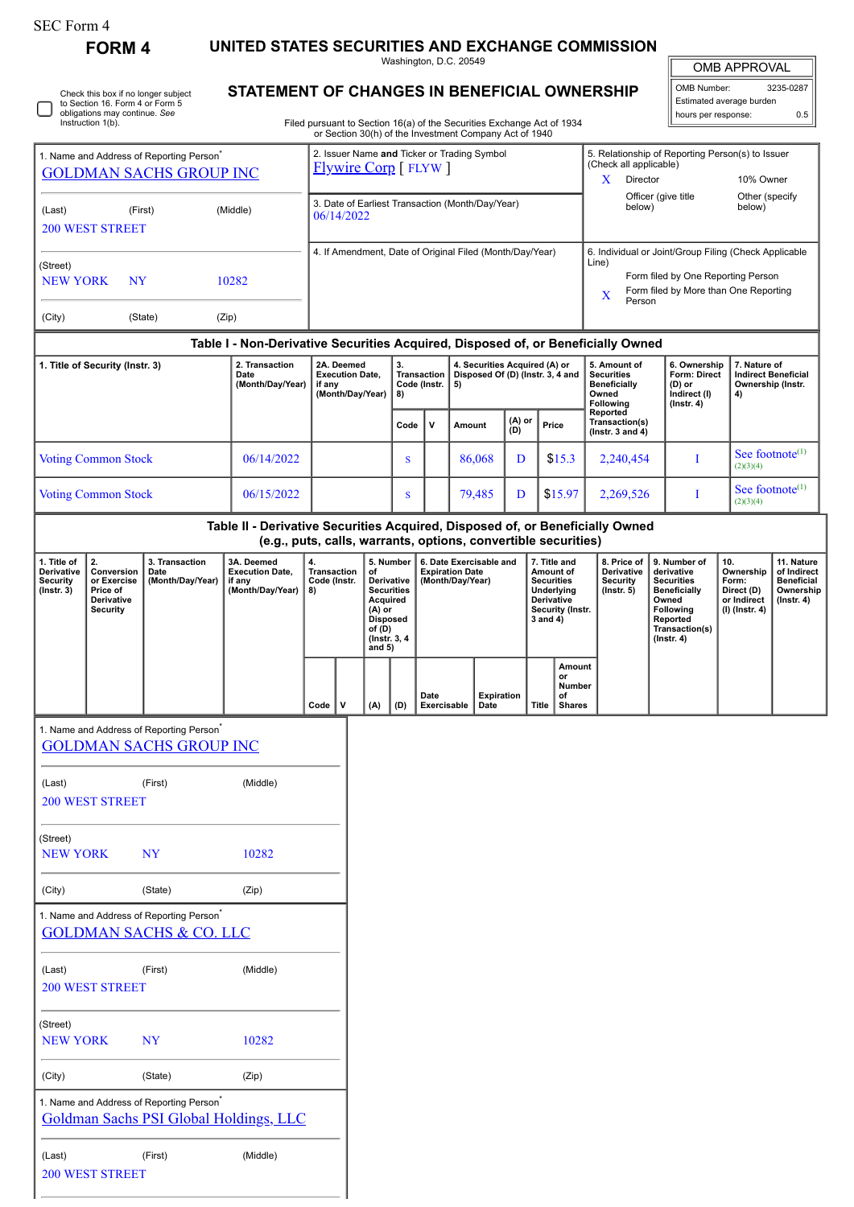SEC Form 4

**FORM 4**

# UNITED STATES SECURITIES AND EXCHANGE COMMISSION

Washington, D.C. 20549

## STATEMENT OF CHANGES IN BENEFICIAL OWNERSHIP

Filed pursuant to Section 16(a) of the Securities Exchange Act of 1934 or Section 30(h) of the Investment Company Act of 1940

Check this box if no longer subject to Section 16. Form 4 or Form 5 obligations may continue. *See* Instruction 1(b).

| OMB APPROVAL | |
|---|---|
| OMB Number: | 3235-0287 |
| Estimated average burden | |
| hours per response: | 0.5 |

1. Name and Address of Reporting Person*
GOLDMAN SACHS GROUP INC

(Last) (First) (Middle)
200 WEST STREET

(Street)
NEW YORK NY 10282

(City) (State) (Zip)

2. Issuer Name **and** Ticker or Trading Symbol
Flywire Corp [ FLYW ]

3. Date of Earliest Transaction (Month/Day/Year)
06/14/2022

4. If Amendment, Date of Original Filed (Month/Day/Year)

5. Relationship of Reporting Person(s) to Issuer (Check all applicable)
X Director
10% Owner
Officer (give title below)
Other (specify below)

6. Individual or Joint/Group Filing (Check Applicable Line)
Form filed by One Reporting Person
X Form filed by More than One Reporting Person

### Table I - Non-Derivative Securities Acquired, Disposed of, or Beneficially Owned

| 1. Title of Security (Instr. 3) | 2. Transaction Date (Month/Day/Year) | 2A. Deemed Execution Date, if any (Month/Day/Year) | 3. Transaction Code (Instr. 8) | | 4. Securities Acquired (A) or Disposed Of (D) (Instr. 3, 4 and 5) | | | 5. Amount of Securities Beneficially Owned Following Reported Transaction(s) (Instr. 3 and 4) | 6. Ownership Form: Direct (D) or Indirect (I) (Instr. 4) | 7. Nature of Indirect Beneficial Ownership (Instr. 4) |
|---|---|---|---|---|---|---|---|---|---|---|
| | | | Code | V | Amount | (A) or (D) | Price | | | |
| Voting Common Stock | 06/14/2022 | | S | | 86,068 | D | $15.3 | 2,240,454 | I | See footnote[(1)(2)(3)(4)] |
| Voting Common Stock | 06/15/2022 | | S | | 79,485 | D | $15.97 | 2,269,526 | I | See footnote[(1)(2)(3)(4)] |

### Table II - Derivative Securities Acquired, Disposed of, or Beneficially Owned (e.g., puts, calls, warrants, options, convertible securities)

| 1. Title of Derivative Security (Instr. 3) | 2. Conversion or Exercise Price of Derivative Security | 3. Transaction Date (Month/Day/Year) | 3A. Deemed Execution Date, if any (Month/Day/Year) | 4. Transaction Code (Instr. 8) | | 5. Number of Derivative Securities Acquired (A) or Disposed of (D) (Instr. 3, 4 and 5) | | 6. Date Exercisable and Expiration Date (Month/Day/Year) | | 7. Title and Amount of Securities Underlying Derivative Security (Instr. 3 and 4) | | 8. Price of Derivative Security (Instr. 5) | 9. Number of derivative Securities Beneficially Owned Following Reported Transaction(s) (Instr. 4) | 10. Ownership Form: Direct (D) or Indirect (I) (Instr. 4) | 11. Nature of Indirect Beneficial Ownership (Instr. 4) |
|---|---|---|---|---|---|---|---|---|---|---|---|---|---|---|---|
| | | | | Code | V | (A) | (D) | Date Exercisable | Expiration Date | Title | Amount or Number of Shares | | | | |

1. Name and Address of Reporting Person*
GOLDMAN SACHS GROUP INC

(Last) (First) (Middle)
200 WEST STREET

(Street)
NEW YORK NY 10282

(City) (State) (Zip)

1. Name and Address of Reporting Person*
GOLDMAN SACHS & CO. LLC

(Last) (First) (Middle)
200 WEST STREET

(Street)
NEW YORK NY 10282

(City) (State) (Zip)

1. Name and Address of Reporting Person*
Goldman Sachs PSI Global Holdings, LLC

(Last) (First) (Middle)
200 WEST STREET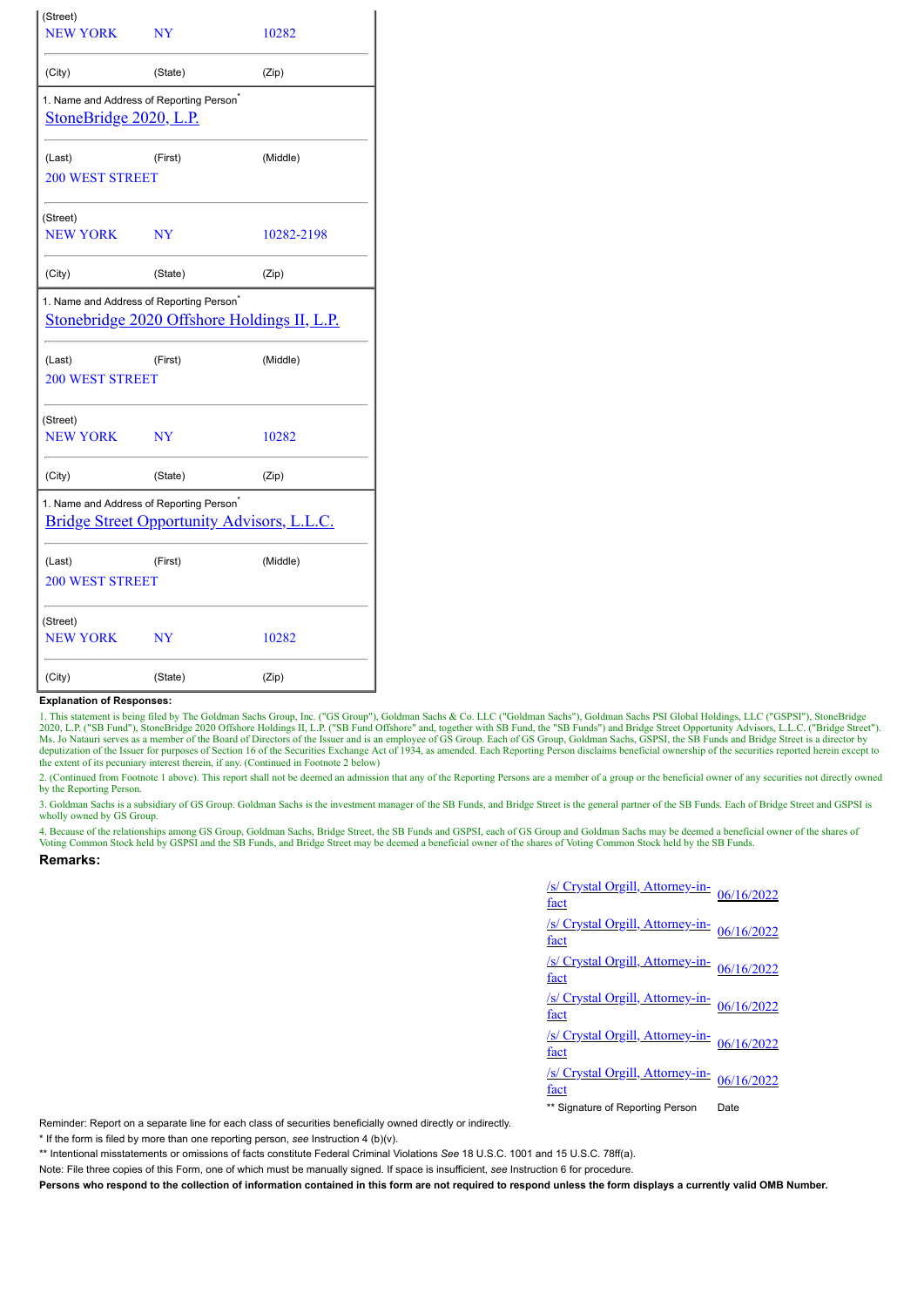| | | |
|---|---|---|
| (Street) | | |
| NEW YORK | NY | 10282 |
| (City) | (State) | (Zip) |

| | | |
|---|---|---|
| 1. Name and Address of Reporting Person* | | |
| StoneBridge 2020, L.P. | | |
| (Last) | (First) | (Middle) |
| 200 WEST STREET | | |
| (Street) | | |
| NEW YORK | NY | 10282-2198 |
| (City) | (State) | (Zip) |

| | | |
|---|---|---|
| 1. Name and Address of Reporting Person* | | |
| Stonebridge 2020 Offshore Holdings II, L.P. | | |
| (Last) | (First) | (Middle) |
| 200 WEST STREET | | |
| (Street) | | |
| NEW YORK | NY | 10282 |
| (City) | (State) | (Zip) |

| | | |
|---|---|---|
| 1. Name and Address of Reporting Person* | | |
| Bridge Street Opportunity Advisors, L.L.C. | | |
| (Last) | (First) | (Middle) |
| 200 WEST STREET | | |
| (Street) | | |
| NEW YORK | NY | 10282 |
| (City) | (State) | (Zip) |

**Explanation of Responses:**

1. This statement is being filed by The Goldman Sachs Group, Inc. ("GS Group"), Goldman Sachs & Co. LLC ("Goldman Sachs"), Goldman Sachs PSI Global Holdings, LLC ("GSPSI"), StoneBridge 2020, L.P. ("SB Fund"), StoneBridge 2020 Offshore Holdings II, L.P. ("SB Fund Offshore" and, together with the SB Fund, the "SB Funds") and Bridge Street Opportunity Advisors, L.L.C. ("Bridge Street"). Ms. Jo Natauri serves as a member of the Board of Directors of the Issuer and is an employee of GS Group. Each of GS Group, Goldman Sachs, GSPSI, the SB Funds and Bridge Street is a director by deputization of the Issuer for purposes of Section 16 of the Securities Exchange Act of 1934, as amended. Each Reporting Person disclaims beneficial ownership of the securities reported herein except to the extent of its pecuniary interest therein, if any. (Continued in Footnote 2 below)

2. (Continued from Footnote 1 above). This report shall not be deemed an admission that any of the Reporting Persons are a member of a group or the beneficial owner of any securities not directly owned by the Reporting Person.

3. Goldman Sachs is a subsidiary of GS Group. Goldman Sachs is the investment manager of the SB Funds, and Bridge Street is the general partner of the SB Funds. Each of Bridge Street and GSPSI is wholly owned by GS Group.

4. Because of the relationships among GS Group, Goldman Sachs, Bridge Street, the SB Funds and GSPSI, each of GS Group and Goldman Sachs may be deemed a beneficial owner of the shares of Voting Common Stock held by GSPSI and the SB Funds, and Bridge Street may be deemed a beneficial owner of the shares of Voting Common Stock held by the SB Funds.

**Remarks:**

| | |
|---|---|
| /s/ Crystal Orgill, Attorney-in-fact | 06/16/2022 |
| /s/ Crystal Orgill, Attorney-in-fact | 06/16/2022 |
| /s/ Crystal Orgill, Attorney-in-fact | 06/16/2022 |
| /s/ Crystal Orgill, Attorney-in-fact | 06/16/2022 |
| /s/ Crystal Orgill, Attorney-in-fact | 06/16/2022 |
| /s/ Crystal Orgill, Attorney-in-fact | 06/16/2022 |
| ** Signature of Reporting Person | Date |

Reminder: Report on a separate line for each class of securities beneficially owned directly or indirectly.

* If the form is filed by more than one reporting person, *see* Instruction 4 (b)(v).

** Intentional misstatements or omissions of facts constitute Federal Criminal Violations *See* 18 U.S.C. 1001 and 15 U.S.C. 78ff(a).

Note: File three copies of this Form, one of which must be manually signed. If space is insufficient, *see* Instruction 6 for procedure.

**Persons who respond to the collection of information contained in this form are not required to respond unless the form displays a currently valid OMB Number.**